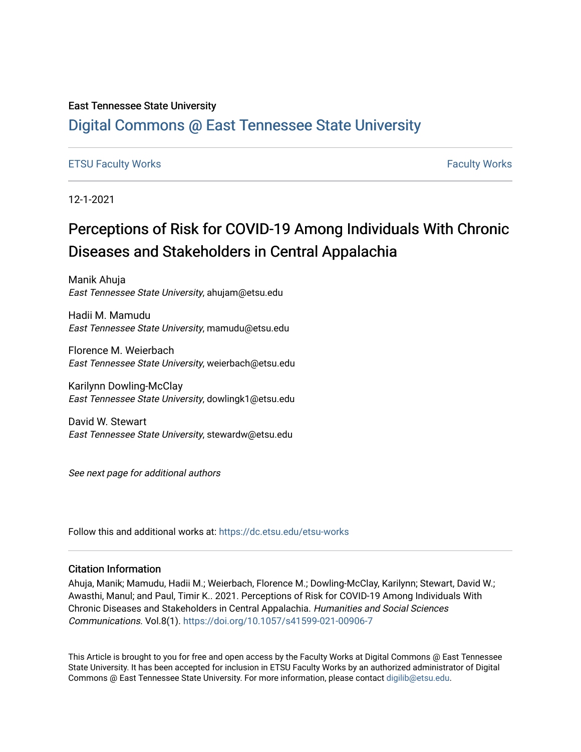East Tennessee State University

# Digital Commons @ East Tennessee State University

ETSU Faculty Works | Faculty Works

12-1-2021

## Perceptions of Risk for COVID-19 Among Individuals With Chronic Diseases and Stakeholders in Central Appalachia

Manik Ahuja
*East Tennessee State University*, ahujam@etsu.edu

Hadii M. Mamudu
*East Tennessee State University*, mamudu@etsu.edu

Florence M. Weierbach
*East Tennessee State University*, weierbach@etsu.edu

Karilynn Dowling-McClay
*East Tennessee State University*, dowlingk1@etsu.edu

David W. Stewart
*East Tennessee State University*, stewardw@etsu.edu

*See next page for additional authors*

Follow this and additional works at: https://dc.etsu.edu/etsu-works

### Citation Information

Ahuja, Manik; Mamudu, Hadii M.; Weierbach, Florence M.; Dowling-McClay, Karilynn; Stewart, David W.; Awasthi, Manul; and Paul, Timir K.. 2021. Perceptions of Risk for COVID-19 Among Individuals With Chronic Diseases and Stakeholders in Central Appalachia. *Humanities and Social Sciences Communications.* Vol.8(1). https://doi.org/10.1057/s41599-021-00906-7

This Article is brought to you for free and open access by the Faculty Works at Digital Commons @ East Tennessee State University. It has been accepted for inclusion in ETSU Faculty Works by an authorized administrator of Digital Commons @ East Tennessee State University. For more information, please contact digilib@etsu.edu.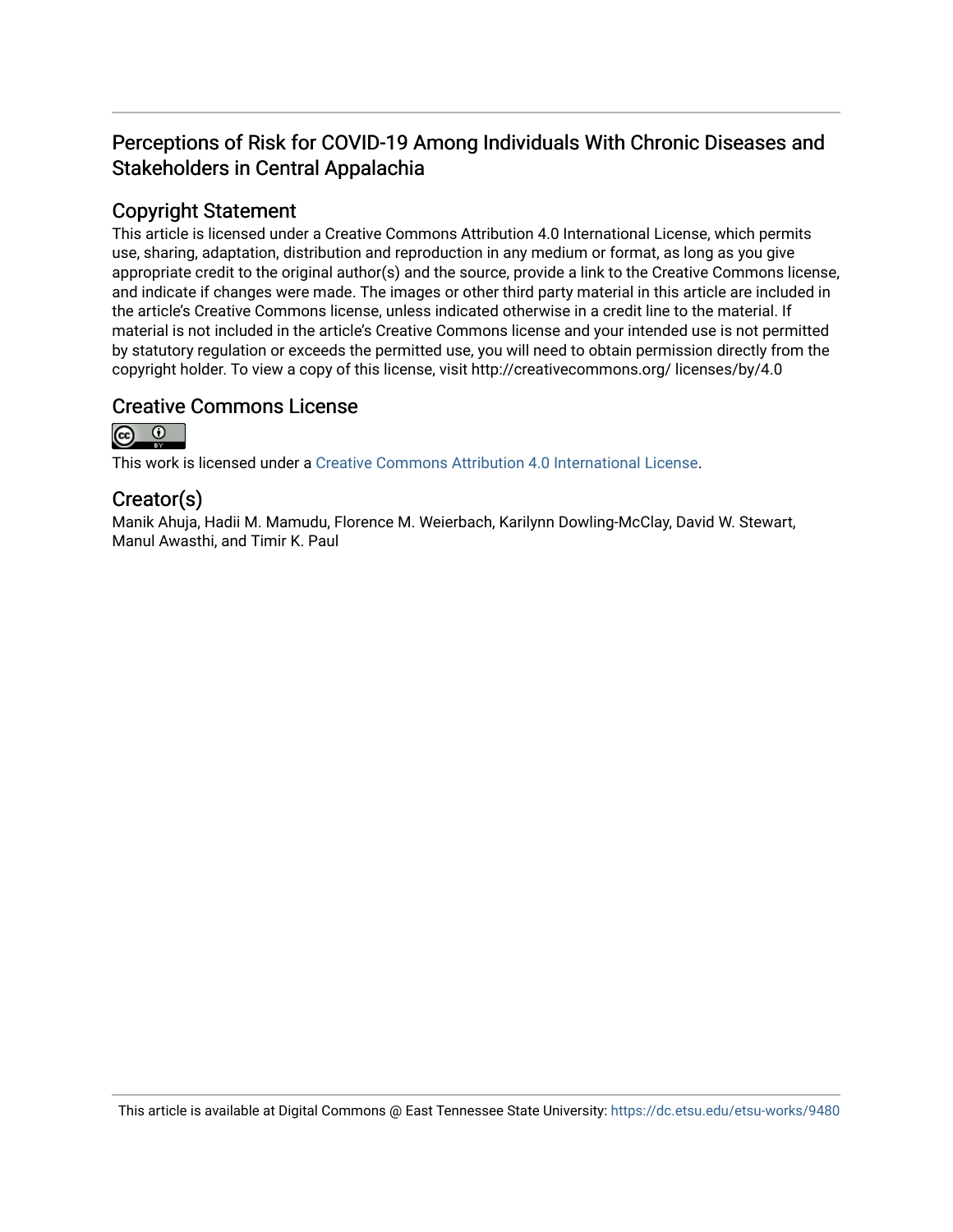# Perceptions of Risk for COVID-19 Among Individuals With Chronic Diseases and Stakeholders in Central Appalachia

## Copyright Statement

This article is licensed under a Creative Commons Attribution 4.0 International License, which permits use, sharing, adaptation, distribution and reproduction in any medium or format, as long as you give appropriate credit to the original author(s) and the source, provide a link to the Creative Commons license, and indicate if changes were made. The images or other third party material in this article are included in the article's Creative Commons license, unless indicated otherwise in a credit line to the material. If material is not included in the article's Creative Commons license and your intended use is not permitted by statutory regulation or exceeds the permitted use, you will need to obtain permission directly from the copyright holder. To view a copy of this license, visit http://creativecommons.org/ licenses/by/4.0

## Creative Commons License

This work is licensed under a Creative Commons Attribution 4.0 International License.

## Creator(s)

Manik Ahuja, Hadii M. Mamudu, Florence M. Weierbach, Karilynn Dowling-McClay, David W. Stewart, Manul Awasthi, and Timir K. Paul

This article is available at Digital Commons @ East Tennessee State University: https://dc.etsu.edu/etsu-works/9480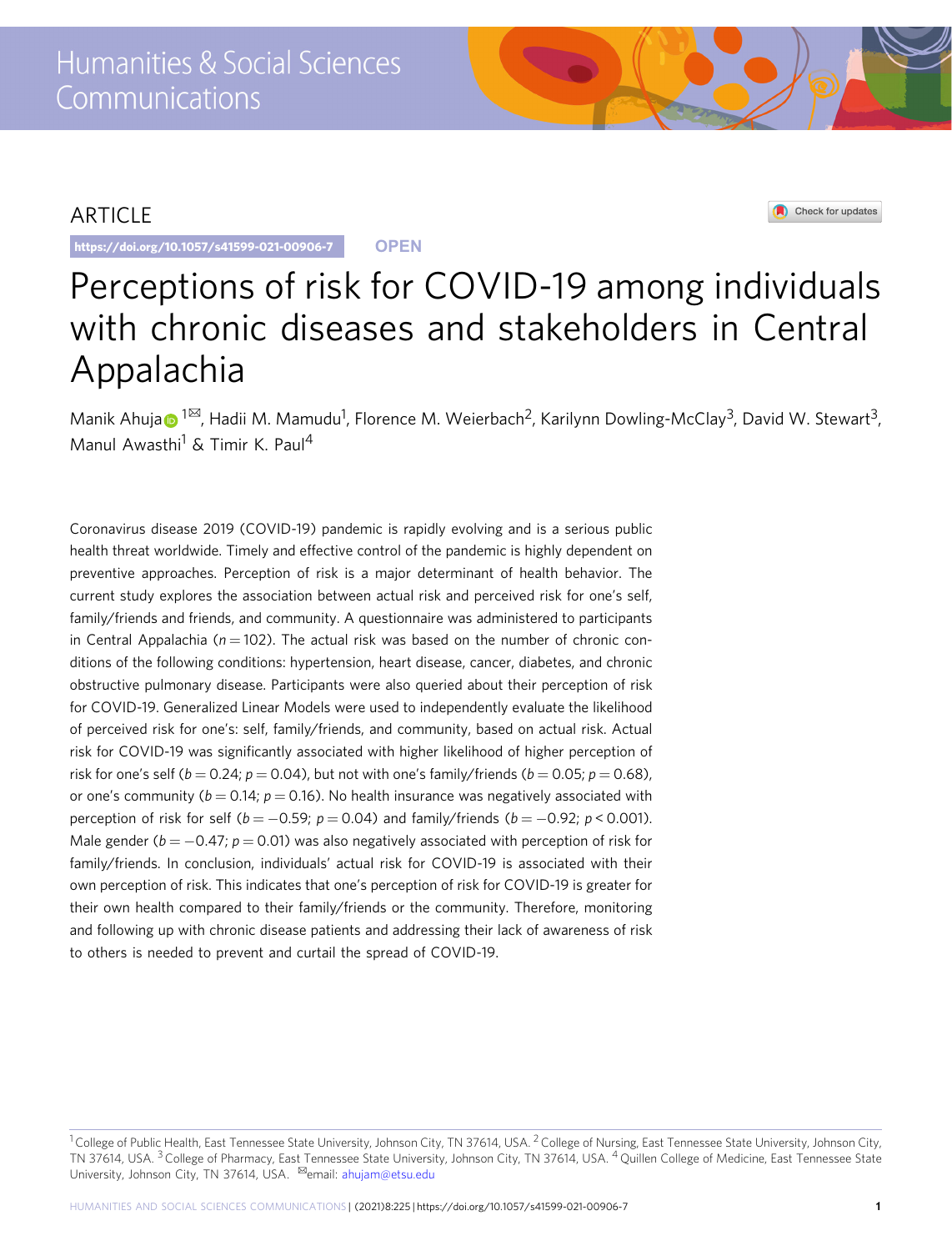ARTICLE

https://doi.org/10.1057/s41599-021-00906-7

OPEN

# Perceptions of risk for COVID-19 among individuals with chronic diseases and stakeholders in Central Appalachia

Manik Ahuja[1✉], Hadii M. Mamudu[1], Florence M. Weierbach[2], Karilynn Dowling-McClay[3], David W. Stewart[3], Manul Awasthi[1] & Timir K. Paul[4]

Coronavirus disease 2019 (COVID-19) pandemic is rapidly evolving and is a serious public health threat worldwide. Timely and effective control of the pandemic is highly dependent on preventive approaches. Perception of risk is a major determinant of health behavior. The current study explores the association between actual risk and perceived risk for one's self, family/friends and friends, and community. A questionnaire was administered to participants in Central Appalachia ($n = 102$). The actual risk was based on the number of chronic conditions of the following conditions: hypertension, heart disease, cancer, diabetes, and chronic obstructive pulmonary disease. Participants were also queried about their perception of risk for COVID-19. Generalized Linear Models were used to independently evaluate the likelihood of perceived risk for one's: self, family/friends, and community, based on actual risk. Actual risk for COVID-19 was significantly associated with higher likelihood of higher perception of risk for one's self ($b = 0.24$; $p = 0.04$), but not with one's family/friends ($b = 0.05$; $p = 0.68$), or one's community ($b = 0.14$; $p = 0.16$). No health insurance was negatively associated with perception of risk for self ($b = -0.59$; $p = 0.04$) and family/friends ($b = -0.92$; $p < 0.001$). Male gender ($b = -0.47$; $p = 0.01$) was also negatively associated with perception of risk for family/friends. In conclusion, individuals' actual risk for COVID-19 is associated with their own perception of risk. This indicates that one's perception of risk for COVID-19 is greater for their own health compared to their family/friends or the community. Therefore, monitoring and following up with chronic disease patients and addressing their lack of awareness of risk to others is needed to prevent and curtail the spread of COVID-19.

[1] College of Public Health, East Tennessee State University, Johnson City, TN 37614, USA. [2] College of Nursing, East Tennessee State University, Johnson City, TN 37614, USA. [3] College of Pharmacy, East Tennessee State University, Johnson City, TN 37614, USA. [4] Quillen College of Medicine, East Tennessee State University, Johnson City, TN 37614, USA. ✉email: ahujam@etsu.edu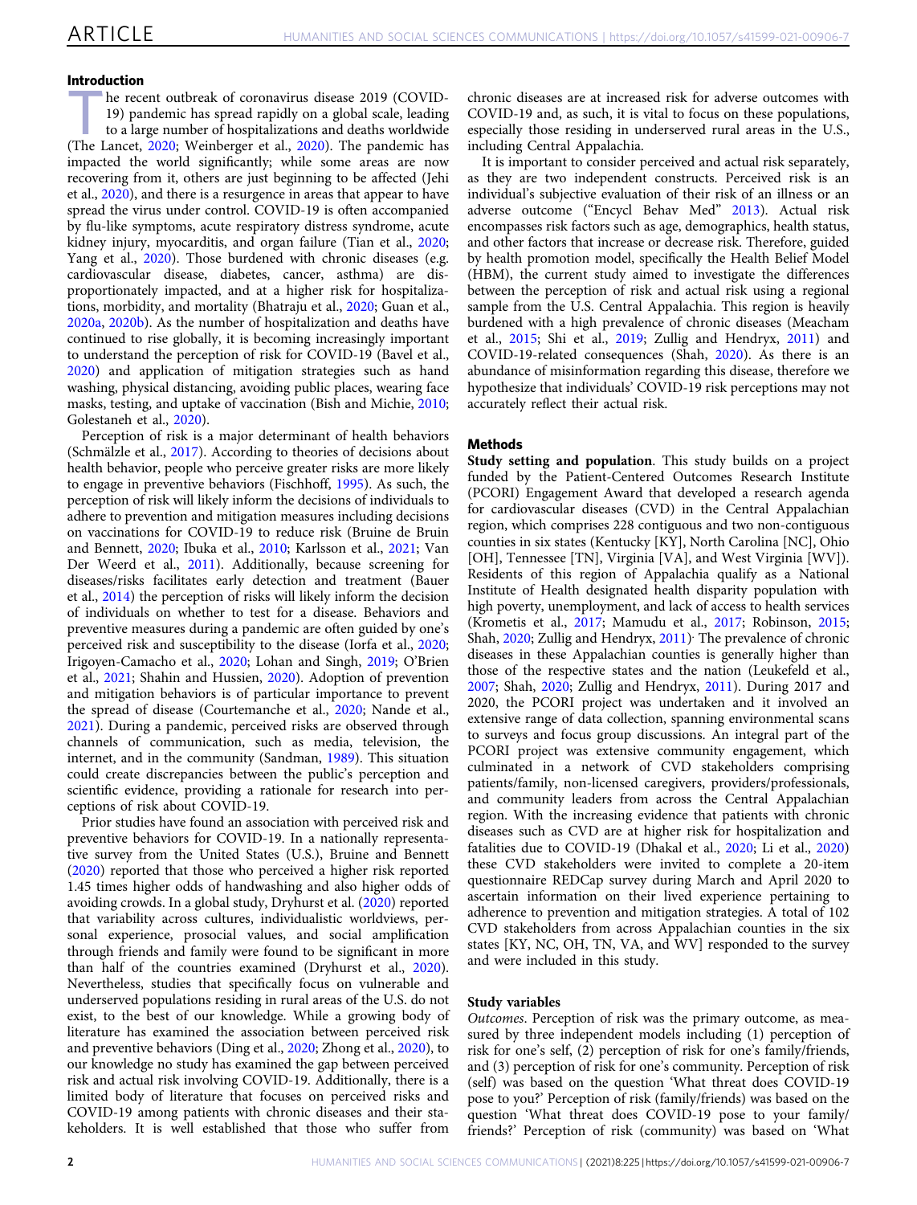## Introduction

The recent outbreak of coronavirus disease 2019 (COVID-19) pandemic has spread rapidly on a global scale, leading to a large number of hospitalizations and deaths worldwide (The Lancet, 2020; Weinberger et al., 2020). The pandemic has impacted the world significantly; while some areas are now recovering from it, others are just beginning to be affected (Jehi et al., 2020), and there is a resurgence in areas that appear to have spread the virus under control. COVID-19 is often accompanied by flu-like symptoms, acute respiratory distress syndrome, acute kidney injury, myocarditis, and organ failure (Tian et al., 2020; Yang et al., 2020). Those burdened with chronic diseases (e.g. cardiovascular disease, diabetes, cancer, asthma) are disproportionately impacted, and at a higher risk for hospitalizations, morbidity, and mortality (Bhatraju et al., 2020; Guan et al., 2020a, 2020b). As the number of hospitalization and deaths have continued to rise globally, it is becoming increasingly important to understand the perception of risk for COVID-19 (Bavel et al., 2020) and application of mitigation strategies such as hand washing, physical distancing, avoiding public places, wearing face masks, testing, and uptake of vaccination (Bish and Michie, 2010; Golestaneh et al., 2020).

Perception of risk is a major determinant of health behaviors (Schmälzle et al., 2017). According to theories of decisions about health behavior, people who perceive greater risks are more likely to engage in preventive behaviors (Fischhoff, 1995). As such, the perception of risk will likely inform the decisions of individuals to adhere to prevention and mitigation measures including decisions on vaccinations for COVID-19 to reduce risk (Bruine de Bruin and Bennett, 2020; Ibuka et al., 2010; Karlsson et al., 2021; Van Der Weerd et al., 2011). Additionally, because screening for diseases/risks facilitates early detection and treatment (Bauer et al., 2014) the perception of risks will likely inform the decision of individuals on whether to test for a disease. Behaviors and preventive measures during a pandemic are often guided by one's perceived risk and susceptibility to the disease (Iorfa et al., 2020; Irigoyen-Camacho et al., 2020; Lohan and Singh, 2019; O'Brien et al., 2021; Shahin and Hussien, 2020). Adoption of prevention and mitigation behaviors is of particular importance to prevent the spread of disease (Courtemanche et al., 2020; Nande et al., 2021). During a pandemic, perceived risks are observed through channels of communication, such as media, television, the internet, and in the community (Sandman, 1989). This situation could create discrepancies between the public's perception and scientific evidence, providing a rationale for research into perceptions of risk about COVID-19.

Prior studies have found an association with perceived risk and preventive behaviors for COVID-19. In a nationally representative survey from the United States (U.S.), Bruine and Bennett (2020) reported that those who perceived a higher risk reported 1.45 times higher odds of handwashing and also higher odds of avoiding crowds. In a global study, Dryhurst et al. (2020) reported that variability across cultures, individualistic worldviews, personal experience, prosocial values, and social amplification through friends and family were found to be significant in more than half of the countries examined (Dryhurst et al., 2020). Nevertheless, studies that specifically focus on vulnerable and underserved populations residing in rural areas of the U.S. do not exist, to the best of our knowledge. While a growing body of literature has examined the association between perceived risk and preventive behaviors (Ding et al., 2020; Zhong et al., 2020), to our knowledge no study has examined the gap between perceived risk and actual risk involving COVID-19. Additionally, there is a limited body of literature that focuses on perceived risks and COVID-19 among patients with chronic diseases and their stakeholders. It is well established that those who suffer from chronic diseases are at increased risk for adverse outcomes with COVID-19 and, as such, it is vital to focus on these populations, especially those residing in underserved rural areas in the U.S., including Central Appalachia.

It is important to consider perceived and actual risk separately, as they are two independent constructs. Perceived risk is an individual's subjective evaluation of their risk of an illness or an adverse outcome ("Encycl Behav Med" 2013). Actual risk encompasses risk factors such as age, demographics, health status, and other factors that increase or decrease risk. Therefore, guided by health promotion model, specifically the Health Belief Model (HBM), the current study aimed to investigate the differences between the perception of risk and actual risk using a regional sample from the U.S. Central Appalachia. This region is heavily burdened with a high prevalence of chronic diseases (Meacham et al., 2015; Shi et al., 2019; Zullig and Hendryx, 2011) and COVID-19-related consequences (Shah, 2020). As there is an abundance of misinformation regarding this disease, therefore we hypothesize that individuals' COVID-19 risk perceptions may not accurately reflect their actual risk.

## Methods

**Study setting and population**. This study builds on a project funded by the Patient-Centered Outcomes Research Institute (PCORI) Engagement Award that developed a research agenda for cardiovascular diseases (CVD) in the Central Appalachian region, which comprises 228 contiguous and two non-contiguous counties in six states (Kentucky [KY], North Carolina [NC], Ohio [OH], Tennessee [TN], Virginia [VA], and West Virginia [WV]). Residents of this region of Appalachia qualify as a National Institute of Health designated health disparity population with high poverty, unemployment, and lack of access to health services (Krometis et al., 2017; Mamudu et al., 2017; Robinson, 2015; Shah, 2020; Zullig and Hendryx, 2011). The prevalence of chronic diseases in these Appalachian counties is generally higher than those of the respective states and the nation (Leukefeld et al., 2007; Shah, 2020; Zullig and Hendryx, 2011). During 2017 and 2020, the PCORI project was undertaken and it involved an extensive range of data collection, spanning environmental scans to surveys and focus group discussions. An integral part of the PCORI project was extensive community engagement, which culminated in a network of CVD stakeholders comprising patients/family, non-licensed caregivers, providers/professionals, and community leaders from across the Central Appalachian region. With the increasing evidence that patients with chronic diseases such as CVD are at higher risk for hospitalization and fatalities due to COVID-19 (Dhakal et al., 2020; Li et al., 2020) these CVD stakeholders were invited to complete a 20-item questionnaire REDCap survey during March and April 2020 to ascertain information on their lived experience pertaining to adherence to prevention and mitigation strategies. A total of 102 CVD stakeholders from across Appalachian counties in the six states [KY, NC, OH, TN, VA, and WV] responded to the survey and were included in this study.

### Study variables

*Outcomes*. Perception of risk was the primary outcome, as measured by three independent models including (1) perception of risk for one's self, (2) perception of risk for one's family/friends, and (3) perception of risk for one's community. Perception of risk (self) was based on the question 'What threat does COVID-19 pose to you?' Perception of risk (family/friends) was based on the question 'What threat does COVID-19 pose to your family/friends?' Perception of risk (community) was based on 'What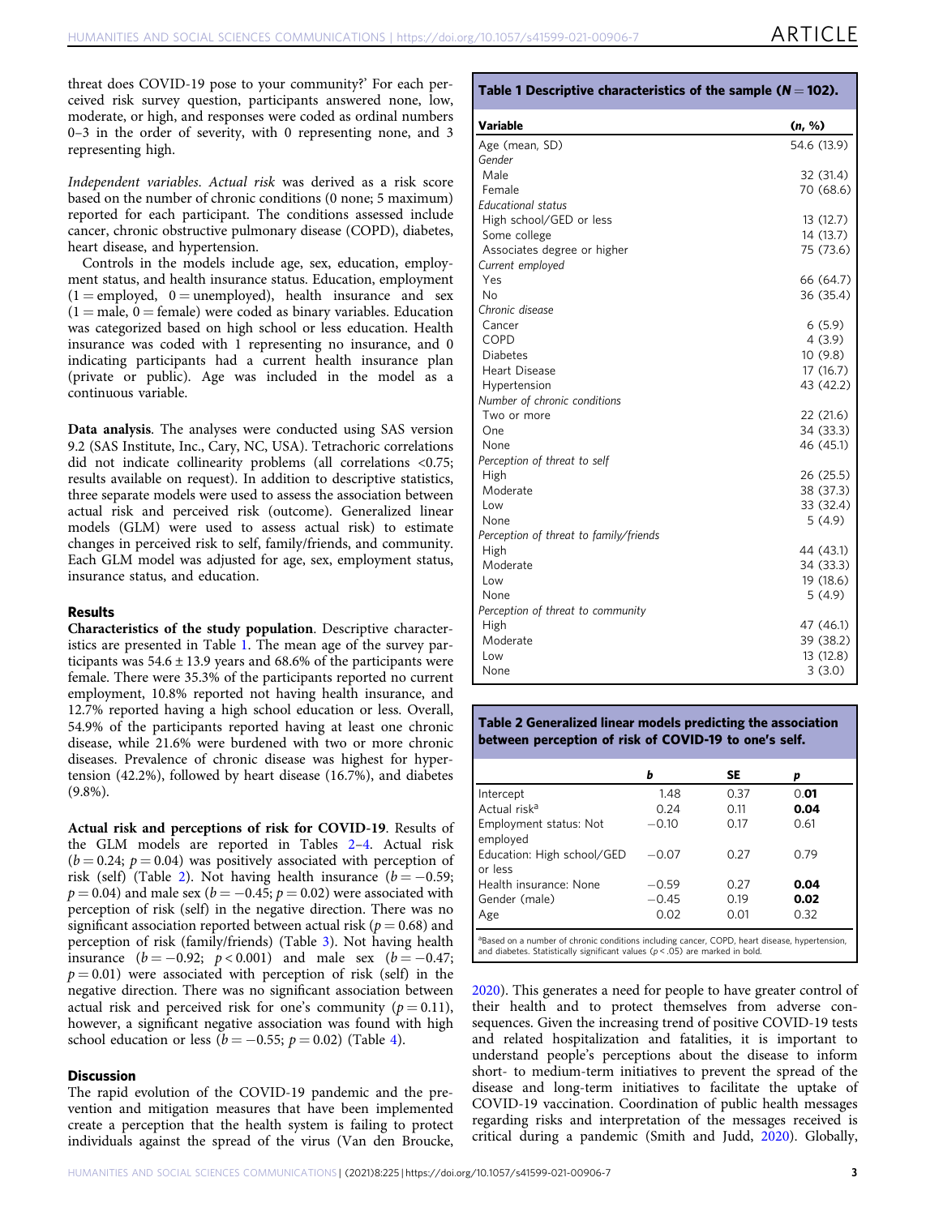threat does COVID-19 pose to your community?' For each perceived risk survey question, participants answered none, low, moderate, or high, and responses were coded as ordinal numbers 0–3 in the order of severity, with 0 representing none, and 3 representing high.

*Independent variables*. *Actual risk* was derived as a risk score based on the number of chronic conditions (0 none; 5 maximum) reported for each participant. The conditions assessed include cancer, chronic obstructive pulmonary disease (COPD), diabetes, heart disease, and hypertension.

Controls in the models include age, sex, education, employment status, and health insurance status. Education, employment (1 = employed, 0 = unemployed), health insurance and sex (1 = male, 0 = female) were coded as binary variables. Education was categorized based on high school or less education. Health insurance was coded with 1 representing no insurance, and 0 indicating participants had a current health insurance plan (private or public). Age was included in the model as a continuous variable.

**Data analysis**. The analyses were conducted using SAS version 9.2 (SAS Institute, Inc., Cary, NC, USA). Tetrachoric correlations did not indicate collinearity problems (all correlations <0.75; results available on request). In addition to descriptive statistics, three separate models were used to assess the association between actual risk and perceived risk (outcome). Generalized linear models (GLM) were used to assess actual risk) to estimate changes in perceived risk to self, family/friends, and community. Each GLM model was adjusted for age, sex, employment status, insurance status, and education.

## Results

**Characteristics of the study population**. Descriptive characteristics are presented in Table 1. The mean age of the survey participants was 54.6 ± 13.9 years and 68.6% of the participants were female. There were 35.3% of the participants reported no current employment, 10.8% reported not having health insurance, and 12.7% reported having a high school education or less. Overall, 54.9% of the participants reported having at least one chronic disease, while 21.6% were burdened with two or more chronic diseases. Prevalence of chronic disease was highest for hypertension (42.2%), followed by heart disease (16.7%), and diabetes (9.8%).

**Actual risk and perceptions of risk for COVID-19**. Results of the GLM models are reported in Tables 2–4. Actual risk ($b = 0.24$; $p = 0.04$) was positively associated with perception of risk (self) (Table 2). Not having health insurance ($b = -0.59$; $p = 0.04$) and male sex ($b = -0.45$; $p = 0.02$) were associated with perception of risk (self) in the negative direction. There was no significant association reported between actual risk ($p = 0.68$) and perception of risk (family/friends) (Table 3). Not having health insurance ($b = -0.92$; $p < 0.001$) and male sex ($b = -0.47$; $p = 0.01$) were associated with perception of risk (self) in the negative direction. There was no significant association between actual risk and perceived risk for one's community ($p = 0.11$), however, a significant negative association was found with high school education or less ($b = -0.55$; $p = 0.02$) (Table 4).

## Discussion

The rapid evolution of the COVID-19 pandemic and the prevention and mitigation measures that have been implemented create a perception that the health system is failing to protect individuals against the spread of the virus (Van den Broucke, 2020). This generates a need for people to have greater control of their health and to protect themselves from adverse consequences. Given the increasing trend of positive COVID-19 tests and related hospitalization and fatalities, it is important to understand people's perceptions about the disease to inform short- to medium-term initiatives to prevent the spread of the disease and long-term initiatives to facilitate the uptake of COVID-19 vaccination. Coordination of public health messages regarding risks and interpretation of the messages received is critical during a pandemic (Smith and Judd, 2020). Globally,

**Table 1 Descriptive characteristics of the sample ($N = 102$).**

| Variable | (n, %) |
|---|---|
| Age (mean, SD) | 54.6 (13.9) |
| *Gender* | |
| Male | 32 (31.4) |
| Female | 70 (68.6) |
| *Educational status* | |
| High school/GED or less | 13 (12.7) |
| Some college | 14 (13.7) |
| Associates degree or higher | 75 (73.6) |
| *Current employed* | |
| Yes | 66 (64.7) |
| No | 36 (35.4) |
| *Chronic disease* | |
| Cancer | 6 (5.9) |
| COPD | 4 (3.9) |
| Diabetes | 10 (9.8) |
| Heart Disease | 17 (16.7) |
| Hypertension | 43 (42.2) |
| *Number of chronic conditions* | |
| Two or more | 22 (21.6) |
| One | 34 (33.3) |
| None | 46 (45.1) |
| *Perception of threat to self* | |
| High | 26 (25.5) |
| Moderate | 38 (37.3) |
| Low | 33 (32.4) |
| None | 5 (4.9) |
| *Perception of threat to family/friends* | |
| High | 44 (43.1) |
| Moderate | 34 (33.3) |
| Low | 19 (18.6) |
| None | 5 (4.9) |
| *Perception of threat to community* | |
| High | 47 (46.1) |
| Moderate | 39 (38.2) |
| Low | 13 (12.8) |
| None | 3 (3.0) |

**Table 2 Generalized linear models predicting the association between perception of risk of COVID-19 to one's self.**

| | b | SE | p |
|---|---|---|---|
| Intercept | 1.48 | 0.37 | 0.**01** |
| Actual risk[a] | 0.24 | 0.11 | **0.04** |
| Employment status: Not employed | −0.10 | 0.17 | 0.61 |
| Education: High school/GED or less | −0.07 | 0.27 | 0.79 |
| Health insurance: None | −0.59 | 0.27 | **0.04** |
| Gender (male) | −0.45 | 0.19 | **0.02** |
| Age | 0.02 | 0.01 | 0.32 |

[a]Based on a number of chronic conditions including cancer, COPD, heart disease, hypertension, and diabetes. Statistically significant values ($p < .05$) are marked in bold.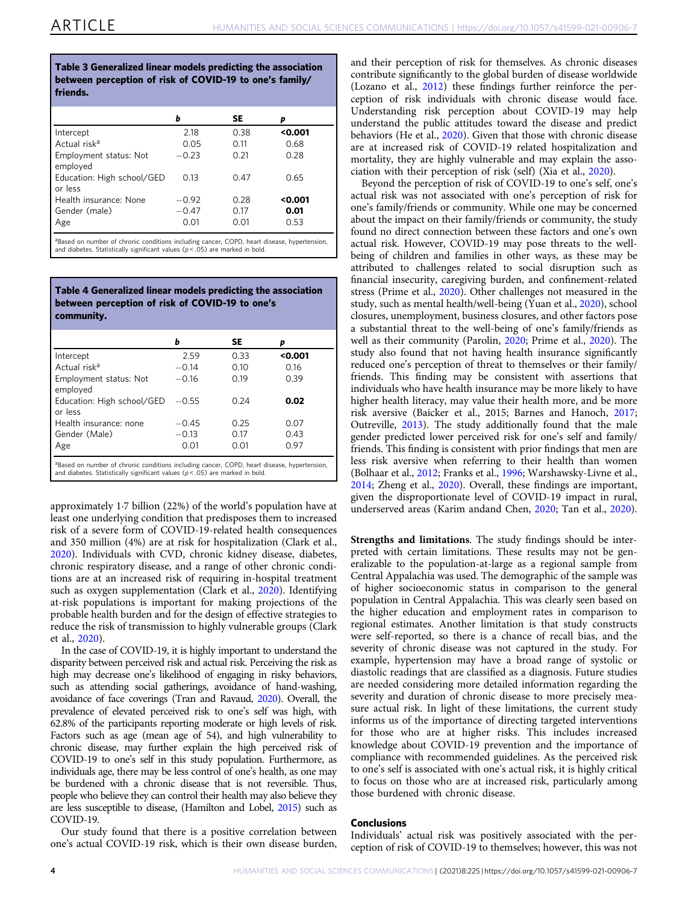**Table 3 Generalized linear models predicting the association between perception of risk of COVID-19 to one's family/ friends.**

| | b | SE | p |
|---|---|---|---|
| Intercept | 2.18 | 0.38 | **<0.001** |
| Actual risk[a] | 0.05 | 0.11 | 0.68 |
| Employment status: Not employed | −0.23 | 0.21 | 0.28 |
| Education: High school/GED or less | 0.13 | 0.47 | 0.65 |
| Health insurance: None | −0.92 | 0.28 | **<0.001** |
| Gender (male) | −0.47 | 0.17 | **0.01** |
| Age | 0.01 | 0.01 | 0.53 |

[a]Based on number of chronic conditions including cancer, COPD, heart disease, hypertension, and diabetes. Statistically significant values ($p < .05$) are marked in bold.

**Table 4 Generalized linear models predicting the association between perception of risk of COVID-19 to one's community.**

| | b | SE | p |
|---|---|---|---|
| Intercept | 2.59 | 0.33 | **<0.001** |
| Actual risk[a] | −0.14 | 0.10 | 0.16 |
| Employment status: Not employed | −0.16 | 0.19 | 0.39 |
| Education: High school/GED or less | −0.55 | 0.24 | **0.02** |
| Health insurance: none | −0.45 | 0.25 | 0.07 |
| Gender (Male) | −0.13 | 0.17 | 0.43 |
| Age | 0.01 | 0.01 | 0.97 |

[a]Based on number of chronic conditions including cancer, COPD, heart disease, hypertension, and diabetes. Statistically significant values ($p < .05$) are marked in bold.

approximately 1·7 billion (22%) of the world's population have at least one underlying condition that predisposes them to increased risk of a severe form of COVID-19-related health consequences and 350 million (4%) are at risk for hospitalization (Clark et al., 2020). Individuals with CVD, chronic kidney disease, diabetes, chronic respiratory disease, and a range of other chronic conditions are at an increased risk of requiring in-hospital treatment such as oxygen supplementation (Clark et al., 2020). Identifying at-risk populations is important for making projections of the probable health burden and for the design of effective strategies to reduce the risk of transmission to highly vulnerable groups (Clark et al., 2020).

In the case of COVID-19, it is highly important to understand the disparity between perceived risk and actual risk. Perceiving the risk as high may decrease one's likelihood of engaging in risky behaviors, such as attending social gatherings, avoidance of hand-washing, avoidance of face coverings (Tran and Ravaud, 2020). Overall, the prevalence of elevated perceived risk to one's self was high, with 62.8% of the participants reporting moderate or high levels of risk. Factors such as age (mean age of 54), and high vulnerability to chronic disease, may further explain the high perceived risk of COVID-19 to one's self in this study population. Furthermore, as individuals age, there may be less control of one's health, as one may be burdened with a chronic disease that is not reversible. Thus, people who believe they can control their health may also believe they are less susceptible to disease, (Hamilton and Lobel, 2015) such as COVID-19.

Our study found that there is a positive correlation between one's actual COVID-19 risk, which is their own disease burden, and their perception of risk for themselves. As chronic diseases contribute significantly to the global burden of disease worldwide (Lozano et al., 2012) these findings further reinforce the perception of risk individuals with chronic disease would face. Understanding risk perception about COVID-19 may help understand the public attitudes toward the disease and predict behaviors (He et al., 2020). Given that those with chronic disease are at increased risk of COVID-19 related hospitalization and mortality, they are highly vulnerable and may explain the association with their perception of risk (self) (Xia et al., 2020).

Beyond the perception of risk of COVID-19 to one's self, one's actual risk was not associated with one's perception of risk for one's family/friends or community. While one may be concerned about the impact on their family/friends or community, the study found no direct connection between these factors and one's own actual risk. However, COVID-19 may pose threats to the well-being of children and families in other ways, as these may be attributed to challenges related to social disruption such as financial insecurity, caregiving burden, and confinement-related stress (Prime et al., 2020). Other challenges not measured in the study, such as mental health/well-being (Yuan et al., 2020), school closures, unemployment, business closures, and other factors pose a substantial threat to the well-being of one's family/friends as well as their community (Parolin, 2020; Prime et al., 2020). The study also found that not having health insurance significantly reduced one's perception of threat to themselves or their family/friends. This finding may be consistent with assertions that individuals who have health insurance may be more likely to have higher health literacy, may value their health more, and be more risk aversive (Baicker et al., 2015; Barnes and Hanoch, 2017; Outreville, 2013). The study additionally found that the male gender predicted lower perceived risk for one's self and family/friends. This finding is consistent with prior findings that men are less risk aversive when referring to their health than women (Bolhaar et al., 2012; Franks et al., 1996; Warshawsky-Livne et al., 2014; Zheng et al., 2020). Overall, these findings are important, given the disproportionate level of COVID-19 impact in rural, underserved areas (Karim andand Chen, 2020; Tan et al., 2020).

**Strengths and limitations**. The study findings should be interpreted with certain limitations. These results may not be generalizable to the population-at-large as a regional sample from Central Appalachia was used. The demographic of the sample was of higher socioeconomic status in comparison to the general population in Central Appalachia. This was clearly seen based on the higher education and employment rates in comparison to regional estimates. Another limitation is that study constructs were self-reported, so there is a chance of recall bias, and the severity of chronic disease was not captured in the study. For example, hypertension may have a broad range of systolic or diastolic readings that are classified as a diagnosis. Future studies are needed considering more detailed information regarding the severity and duration of chronic disease to more precisely measure actual risk. In light of these limitations, the current study informs us of the importance of directing targeted interventions for those who are at higher risks. This includes increased knowledge about COVID-19 prevention and the importance of compliance with recommended guidelines. As the perceived risk to one's self is associated with one's actual risk, it is highly critical to focus on those who are at increased risk, particularly among those burdened with chronic disease.

## Conclusions

Individuals' actual risk was positively associated with the perception of risk of COVID-19 to themselves; however, this was not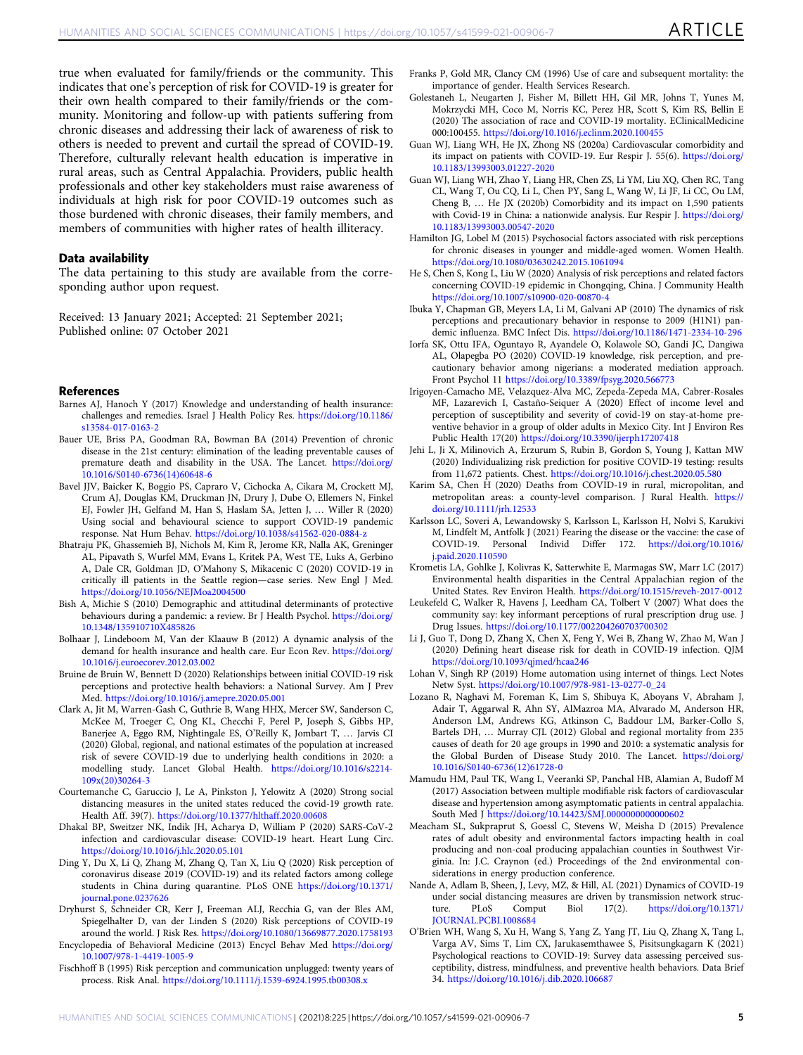true when evaluated for family/friends or the community. This indicates that one's perception of risk for COVID-19 is greater for their own health compared to their family/friends or the community. Monitoring and follow-up with patients suffering from chronic diseases and addressing their lack of awareness of risk to others is needed to prevent and curtail the spread of COVID-19. Therefore, culturally relevant health education is imperative in rural areas, such as Central Appalachia. Providers, public health professionals and other key stakeholders must raise awareness of individuals at high risk for poor COVID-19 outcomes such as those burdened with chronic diseases, their family members, and members of communities with higher rates of health illiteracy.

### Data availability

The data pertaining to this study are available from the corresponding author upon request.

Received: 13 January 2021; Accepted: 21 September 2021;
Published online: 07 October 2021

### References

Barnes AJ, Hanoch Y (2017) Knowledge and understanding of health insurance: challenges and remedies. Israel J Health Policy Res. https://doi.org/10.1186/s13584-017-0163-2

Bauer UE, Briss PA, Goodman RA, Bowman BA (2014) Prevention of chronic disease in the 21st century: elimination of the leading preventable causes of premature death and disability in the USA. The Lancet. https://doi.org/10.1016/S0140-6736(14)60648-6

Bavel JJV, Baicker K, Boggio PS, Capraro V, Cichocka A, Cikara M, Crockett MJ, Crum AJ, Douglas KM, Druckman JN, Drury J, Dube O, Ellemers N, Finkel EJ, Fowler JH, Gelfand M, Han S, Haslam SA, Jetten J, … Willer R (2020) Using social and behavioural science to support COVID-19 pandemic response. Nat Hum Behav. https://doi.org/10.1038/s41562-020-0884-z

Bhatraju PK, Ghassemieh BJ, Nichols M, Kim R, Jerome KR, Nalla AK, Greninger AL, Pipavath S, Wurfel MM, Evans L, Kritek PA, West TE, Luks A, Gerbino A, Dale CR, Goldman JD, O'Mahony S, Mikacenic C (2020) COVID-19 in critically ill patients in the Seattle region—case series. New Engl J Med. https://doi.org/10.1056/NEJMoa2004500

Bish A, Michie S (2010) Demographic and attitudinal determinants of protective behaviours during a pandemic: a review. Br J Health Psychol. https://doi.org/10.1348/135910710X485826

Bolhaar J, Lindeboom M, Van der Klaauw B (2012) A dynamic analysis of the demand for health insurance and health care. Eur Econ Rev. https://doi.org/10.1016/j.euroecorev.2012.03.002

Bruine de Bruin W, Bennett D (2020) Relationships between initial COVID-19 risk perceptions and protective health behaviors: a National Survey. Am J Prev Med. https://doi.org/10.1016/j.amepre.2020.05.001

Clark A, Jit M, Warren-Gash C, Guthrie B, Wang HHX, Mercer SW, Sanderson C, McKee M, Troeger C, Ong KL, Checchi F, Perel P, Joseph S, Gibbs HP, Banerjee A, Eggo RM, Nightingale ES, O'Reilly K, Jombart T, … Jarvis CI (2020) Global, regional, and national estimates of the population at increased risk of severe COVID-19 due to underlying health conditions in 2020: a modelling study. Lancet Global Health. https://doi.org/10.1016/s2214-109x(20)30264-3

Courtemanche C, Garuccio J, Le A, Pinkston J, Yelowitz A (2020) Strong social distancing measures in the united states reduced the covid-19 growth rate. Health Aff. 39(7). https://doi.org/10.1377/hlthaff.2020.00608

Dhakal BP, Sweitzer NK, Indik JH, Acharya D, William P (2020) SARS-CoV-2 infection and cardiovascular disease: COVID-19 heart. Heart Lung Circ. https://doi.org/10.1016/j.hlc.2020.05.101

Ding Y, Du X, Li Q, Zhang M, Zhang Q, Tan X, Liu Q (2020) Risk perception of coronavirus disease 2019 (COVID-19) and its related factors among college students in China during quarantine. PLoS ONE https://doi.org/10.1371/journal.pone.0237626

Dryhurst S, Schneider CR, Kerr J, Freeman ALJ, Recchia G, van der Bles AM, Spiegelhalter D, van der Linden S (2020) Risk perceptions of COVID-19 around the world. J Risk Res. https://doi.org/10.1080/13669877.2020.1758193

Encyclopedia of Behavioral Medicine (2013) Encycl Behav Med https://doi.org/10.1007/978-1-4419-1005-9

Fischhoff B (1995) Risk perception and communication unplugged: twenty years of process. Risk Anal. https://doi.org/10.1111/j.1539-6924.1995.tb00308.x

Franks P, Gold MR, Clancy CM (1996) Use of care and subsequent mortality: the importance of gender. Health Services Research.

Golestaneh L, Neugarten J, Fisher M, Billett HH, Gil MR, Johns T, Yunes M, Mokrzycki MH, Coco M, Norris KC, Perez HR, Scott S, Kim RS, Bellin E (2020) The association of race and COVID-19 mortality. EClinicalMedicine 000:100455. https://doi.org/10.1016/j.eclinm.2020.100455

Guan WJ, Liang WH, He JX, Zhong NS (2020a) Cardiovascular comorbidity and its impact on patients with COVID-19. Eur Respir J. 55(6). https://doi.org/10.1183/13993003.01227-2020

Guan WJ, Liang WH, Zhao Y, Liang HR, Chen ZS, Li YM, Liu XQ, Chen RC, Tang CL, Wang T, Ou CQ, Li L, Chen PY, Sang L, Wang W, Li JF, Li CC, Ou LM, Cheng B, … He JX (2020b) Comorbidity and its impact on 1,590 patients with Covid-19 in China: a nationwide analysis. Eur Respir J. https://doi.org/10.1183/13993003.00547-2020

Hamilton JG, Lobel M (2015) Psychosocial factors associated with risk perceptions for chronic diseases in younger and middle-aged women. Women Health. https://doi.org/10.1080/03630242.2015.1061094

He S, Chen S, Kong L, Liu W (2020) Analysis of risk perceptions and related factors concerning COVID-19 epidemic in Chongqing, China. J Community Health https://doi.org/10.1007/s10900-020-00870-4

Ibuka Y, Chapman GB, Meyers LA, Li M, Galvani AP (2010) The dynamics of risk perceptions and precautionary behavior in response to 2009 (H1N1) pandemic influenza. BMC Infect Dis. https://doi.org/10.1186/1471-2334-10-296

Iorfa SK, Ottu IFA, Oguntayo R, Ayandele O, Kolawole SO, Gandi JC, Dangiwa AL, Olapegba PO (2020) COVID-19 knowledge, risk perception, and precautionary behavior among nigerians: a moderated mediation approach. Front Psychol 11 https://doi.org/10.3389/fpsyg.2020.566773

Irigoyen-Camacho ME, Velazquez-Alva MC, Zepeda-Zepeda MA, Cabrer-Rosales MF, Lazarevich I, Castaño-Seiquer A (2020) Effect of income level and perception of susceptibility and severity of covid-19 on stay-at-home preventive behavior in a group of older adults in Mexico City. Int J Environ Res Public Health 17(20) https://doi.org/10.3390/ijerph17207418

Jehi L, Ji X, Milinovich A, Erzurum S, Rubin B, Gordon S, Young J, Kattan MW (2020) Individualizing risk prediction for positive COVID-19 testing: results from 11,672 patients. Chest. https://doi.org/10.1016/j.chest.2020.05.580

Karim SA, Chen H (2020) Deaths from COVID-19 in rural, micropolitan, and metropolitan areas: a county-level comparison. J Rural Health. https://doi.org/10.1111/jrh.12533

Karlsson LC, Soveri A, Lewandowsky S, Karlsson L, Karlsson H, Nolvi S, Karukivi M, Lindfelt M, Antfolk J (2021) Fearing the disease or the vaccine: the case of COVID-19. Personal Individ Differ 172. https://doi.org/10.1016/j.paid.2020.110590

Krometis LA, Gohlke J, Kolivras K, Satterwhite E, Marmagas SW, Marr LC (2017) Environmental health disparities in the Central Appalachian region of the United States. Rev Environ Health. https://doi.org/10.1515/reveh-2017-0012

Leukefeld C, Walker R, Havens J, Leedham CA, Tolbert V (2007) What does the community say: key informant perceptions of rural prescription drug use. J Drug Issues. https://doi.org/10.1177/002204260703700302

Li J, Guo T, Dong D, Zhang X, Chen X, Feng Y, Wei B, Zhang W, Zhao M, Wan J (2020) Defining heart disease risk for death in COVID-19 infection. QJM https://doi.org/10.1093/qjmed/hcaa246

Lohan V, Singh RP (2019) Home automation using internet of things. Lect Notes Netw Syst. https://doi.org/10.1007/978-981-13-0277-0_24

Lozano R, Naghavi M, Foreman K, Lim S, Shibuya K, Aboyans V, Abraham J, Adair T, Aggarwal R, Ahn SY, AlMazroa MA, Alvarado M, Anderson HR, Anderson LM, Andrews KG, Atkinson C, Baddour LM, Barker-Collo S, Bartels DH, … Murray CJL (2012) Global and regional mortality from 235 causes of death for 20 age groups in 1990 and 2010: a systematic analysis for the Global Burden of Disease Study 2010. The Lancet. https://doi.org/10.1016/S0140-6736(12)61728-0

Mamudu HM, Paul TK, Wang L, Veeranki SP, Panchal HB, Alamian A, Budoff M (2017) Association between multiple modifiable risk factors of cardiovascular disease and hypertension among asymptomatic patients in central appalachia. South Med J https://doi.org/10.14423/SMJ.0000000000000602

Meacham SL, Sukpraprut S, Goessl C, Stevens W, Meisha D (2015) Prevalence rates of adult obesity and environmental factors impacting health in coal producing and non-coal producing appalachian counties in Southwest Virginia. In: J.C. Craynon (ed.) Proceedings of the 2nd environmental considerations in energy production conference.

Nande A, Adlam B, Sheen, J, Levy, MZ, & Hill, AL (2021) Dynamics of COVID-19 under social distancing measures are driven by transmission network structure. PLoS Comput Biol 17(2). https://doi.org/10.1371/JOURNAL.PCBI.1008684

O'Brien WH, Wang S, Xu H, Wang S, Yang Z, Yang JT, Liu Q, Zhang X, Tang L, Varga AV, Sims T, Lim CX, Jarukasemthawee S, Pisitsungkagarn K (2021) Psychological reactions to COVID-19: Survey data assessing perceived susceptibility, distress, mindfulness, and preventive health behaviors. Data Brief 34. https://doi.org/10.1016/j.dib.2020.106687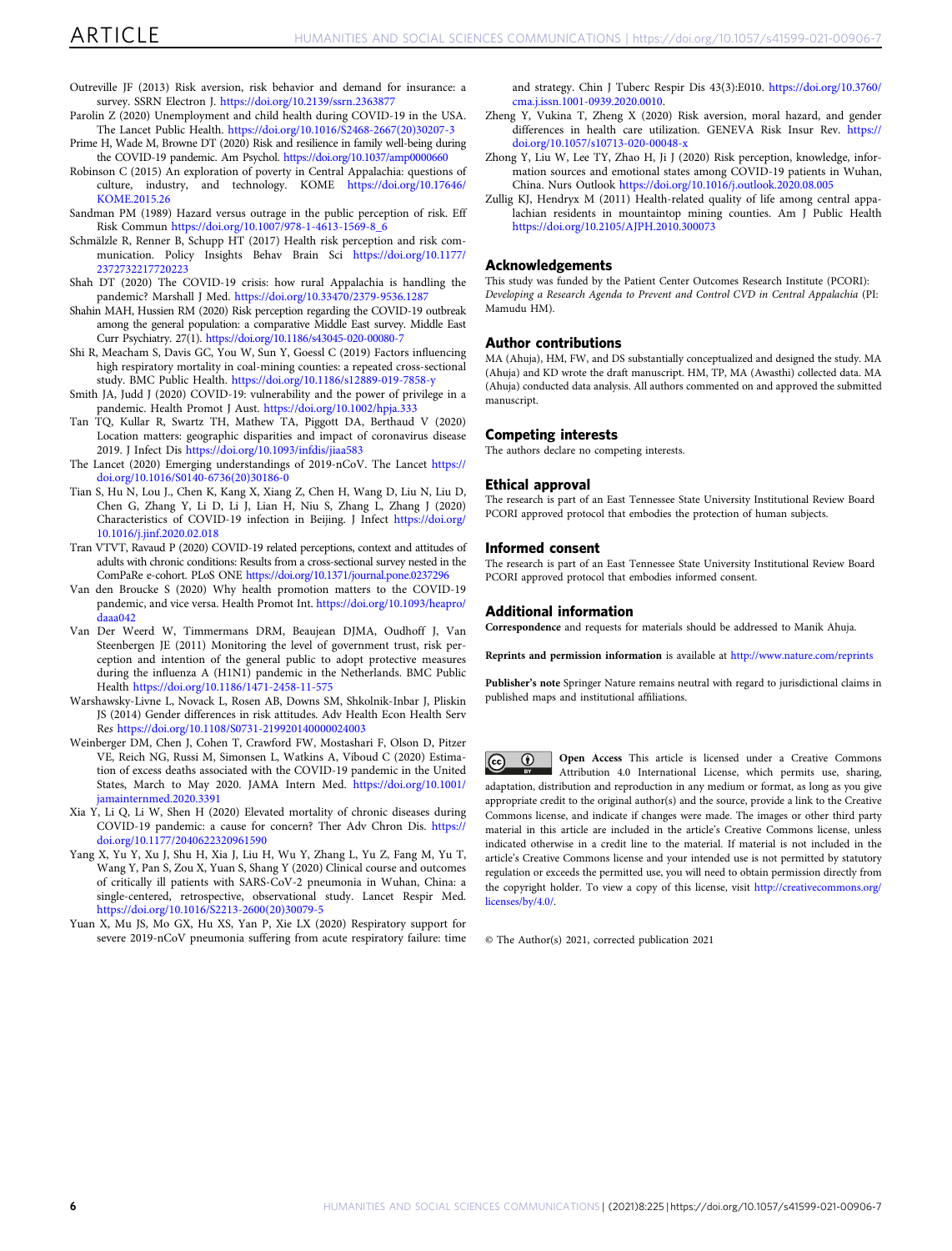Outreville JF (2013) Risk aversion, risk behavior and demand for insurance: a survey. SSRN Electron J. https://doi.org/10.2139/ssrn.2363877

Parolin Z (2020) Unemployment and child health during COVID-19 in the USA. The Lancet Public Health. https://doi.org/10.1016/S2468-2667(20)30207-3

Prime H, Wade M, Browne DT (2020) Risk and resilience in family well-being during the COVID-19 pandemic. Am Psychol. https://doi.org/10.1037/amp0000660

Robinson C (2015) An exploration of poverty in Central Appalachia: questions of culture, industry, and technology. KOME https://doi.org/10.17646/KOME.2015.26

Sandman PM (1989) Hazard versus outrage in the public perception of risk. Eff Risk Commun https://doi.org/10.1007/978-1-4613-1569-8_6

Schmälzle R, Renner B, Schupp HT (2017) Health risk perception and risk communication. Policy Insights Behav Brain Sci https://doi.org/10.1177/2372732217720223

Shah DT (2020) The COVID-19 crisis: how rural Appalachia is handling the pandemic? Marshall J Med. https://doi.org/10.33470/2379-9536.1287

Shahin MAH, Hussien RM (2020) Risk perception regarding the COVID-19 outbreak among the general population: a comparative Middle East survey. Middle East Curr Psychiatry. 27(1). https://doi.org/10.1186/s43045-020-00080-7

Shi R, Meacham S, Davis GC, You W, Sun Y, Goessl C (2019) Factors influencing high respiratory mortality in coal-mining counties: a repeated cross-sectional study. BMC Public Health. https://doi.org/10.1186/s12889-019-7858-y

Smith JA, Judd J (2020) COVID-19: vulnerability and the power of privilege in a pandemic. Health Promot J Aust. https://doi.org/10.1002/hpja.333

Tan TQ, Kullar R, Swartz TH, Mathew TA, Piggott DA, Berthaud V (2020) Location matters: geographic disparities and impact of coronavirus disease 2019. J Infect Dis https://doi.org/10.1093/infdis/jiaa583

The Lancet (2020) Emerging understandings of 2019-nCoV. The Lancet https://doi.org/10.1016/S0140-6736(20)30186-0

Tian S, Hu N, Lou J., Chen K, Kang X, Xiang Z, Chen H, Wang D, Liu N, Liu D, Chen G, Zhang Y, Li D, Li J, Lian H, Niu S, Zhang L, Zhang J (2020) Characteristics of COVID-19 infection in Beijing. J Infect https://doi.org/10.1016/j.jinf.2020.02.018

Tran VTVT, Ravaud P (2020) COVID-19 related perceptions, context and attitudes of adults with chronic conditions: Results from a cross-sectional survey nested in the ComPaRe e-cohort. PLoS ONE https://doi.org/10.1371/journal.pone.0237296

Van den Broucke S (2020) Why health promotion matters to the COVID-19 pandemic, and vice versa. Health Promot Int. https://doi.org/10.1093/heapro/daaa042

Van Der Weerd W, Timmermans DRM, Beaujean DJMA, Oudhoff J, Van Steenbergen JE (2011) Monitoring the level of government trust, risk perception and intention of the general public to adopt protective measures during the influenza A (H1N1) pandemic in the Netherlands. BMC Public Health https://doi.org/10.1186/1471-2458-11-575

Warshawsky-Livne L, Novack L, Rosen AB, Downs SM, Shkolnik-Inbar J, Pliskin JS (2014) Gender differences in risk attitudes. Adv Health Econ Health Serv Res https://doi.org/10.1108/S0731-219920140000024003

Weinberger DM, Chen J, Cohen T, Crawford FW, Mostashari F, Olson D, Pitzer VE, Reich NG, Russi M, Simonsen L, Watkins A, Viboud C (2020) Estimation of excess deaths associated with the COVID-19 pandemic in the United States, March to May 2020. JAMA Intern Med. https://doi.org/10.1001/jamainternmed.2020.3391

Xia Y, Li Q, Li W, Shen H (2020) Elevated mortality of chronic diseases during COVID-19 pandemic: a cause for concern? Ther Adv Chron Dis. https://doi.org/10.1177/2040622320961590

Yang X, Yu Y, Xu J, Shu H, Xia J, Liu H, Wu Y, Zhang L, Yu Z, Fang M, Yu T, Wang Y, Pan S, Zou X, Yuan S, Shang Y (2020) Clinical course and outcomes of critically ill patients with SARS-CoV-2 pneumonia in Wuhan, China: a single-centered, retrospective, observational study. Lancet Respir Med. https://doi.org/10.1016/S2213-2600(20)30079-5

Yuan X, Mu JS, Mo GX, Hu XS, Yan P, Xie LX (2020) Respiratory support for severe 2019-nCoV pneumonia suffering from acute respiratory failure: time and strategy. Chin J Tuberc Respir Dis 43(3):E010. https://doi.org/10.3760/cma.j.issn.1001-0939.2020.0010.

Zheng Y, Vukina T, Zheng X (2020) Risk aversion, moral hazard, and gender differences in health care utilization. GENEVA Risk Insur Rev. https://doi.org/10.1057/s10713-020-00048-x

Zhong Y, Liu W, Lee TY, Zhao H, Ji J (2020) Risk perception, knowledge, information sources and emotional states among COVID-19 patients in Wuhan, China. Nurs Outlook https://doi.org/10.1016/j.outlook.2020.08.005

Zullig KJ, Hendryx M (2011) Health-related quality of life among central appalachian residents in mountaintop mining counties. Am J Public Health https://doi.org/10.2105/AJPH.2010.300073

## Acknowledgements

This study was funded by the Patient Center Outcomes Research Institute (PCORI): *Developing a Research Agenda to Prevent and Control CVD in Central Appalachia* (PI: Mamudu HM).

## Author contributions

MA (Ahuja), HM, FW, and DS substantially conceptualized and designed the study. MA (Ahuja) and KD wrote the draft manuscript. HM, TP, MA (Awasthi) collected data. MA (Ahuja) conducted data analysis. All authors commented on and approved the submitted manuscript.

## Competing interests

The authors declare no competing interests.

## Ethical approval

The research is part of an East Tennessee State University Institutional Review Board PCORI approved protocol that embodies the protection of human subjects.

## Informed consent

The research is part of an East Tennessee State University Institutional Review Board PCORI approved protocol that embodies informed consent.

## Additional information

**Correspondence** and requests for materials should be addressed to Manik Ahuja.

**Reprints and permission information** is available at http://www.nature.com/reprints

**Publisher's note** Springer Nature remains neutral with regard to jurisdictional claims in published maps and institutional affiliations.

**Open Access** This article is licensed under a Creative Commons Attribution 4.0 International License, which permits use, sharing, adaptation, distribution and reproduction in any medium or format, as long as you give appropriate credit to the original author(s) and the source, provide a link to the Creative Commons license, and indicate if changes were made. The images or other third party material in this article are included in the article's Creative Commons license, unless indicated otherwise in a credit line to the material. If material is not included in the article's Creative Commons license and your intended use is not permitted by statutory regulation or exceeds the permitted use, you will need to obtain permission directly from the copyright holder. To view a copy of this license, visit http://creativecommons.org/licenses/by/4.0/.

© The Author(s) 2021, corrected publication 2021